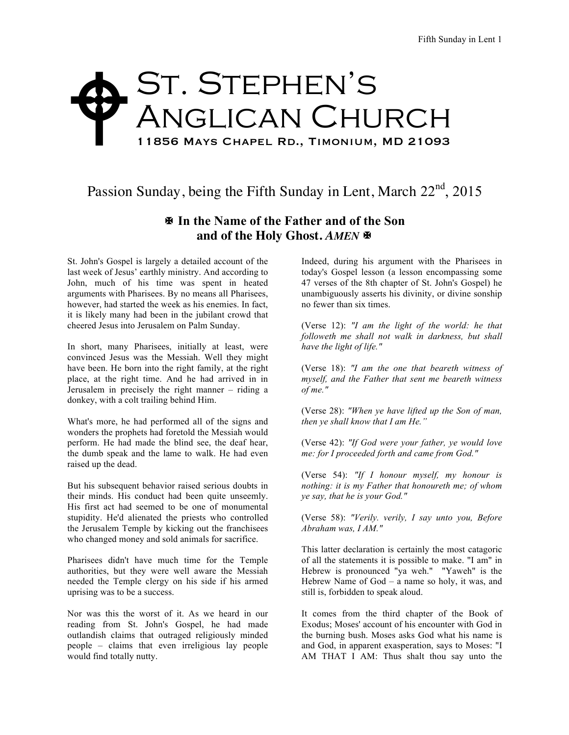# St. Stephen's Anglican Church

11856 Mays Chapel Rd., Timonium, MD 21093

## Passion Sunday, being the Fifth Sunday in Lent, March 22nd, 2015

**✠ In the Name of the Father and of the Son and of the Holy Ghost.** ***AMEN*** **✠**

St. John's Gospel is largely a detailed account of the last week of Jesus' earthly ministry. And according to John, much of his time was spent in heated arguments with Pharisees. By no means all Pharisees, however, had started the week as his enemies. In fact, it is likely many had been in the jubilant crowd that cheered Jesus into Jerusalem on Palm Sunday.

In short, many Pharisees, initially at least, were convinced Jesus was the Messiah. Well they might have been. He born into the right family, at the right place, at the right time. And he had arrived in in Jerusalem in precisely the right manner – riding a donkey, with a colt trailing behind Him.

What's more, he had performed all of the signs and wonders the prophets had foretold the Messiah would perform. He had made the blind see, the deaf hear, the dumb speak and the lame to walk. He had even raised up the dead.

But his subsequent behavior raised serious doubts in their minds. His conduct had been quite unseemly. His first act had seemed to be one of monumental stupidity. He'd alienated the priests who controlled the Jerusalem Temple by kicking out the franchisees who changed money and sold animals for sacrifice.

Pharisees didn't have much time for the Temple authorities, but they were well aware the Messiah needed the Temple clergy on his side if his armed uprising was to be a success.

Nor was this the worst of it. As we heard in our reading from St. John's Gospel, he had made outlandish claims that outraged religiously minded people – claims that even irreligious lay people would find totally nutty.

Indeed, during his argument with the Pharisees in today's Gospel lesson (a lesson encompassing some 47 verses of the 8th chapter of St. John's Gospel) he unambiguously asserts his divinity, or divine sonship no fewer than six times.

(Verse 12): *"I am the light of the world: he that followeth me shall not walk in darkness, but shall have the light of life."*

(Verse 18): *"I am the one that beareth witness of myself, and the Father that sent me beareth witness of me."*

(Verse 28): *"When ye have lifted up the Son of man, then ye shall know that I am He."*

(Verse 42): *"If God were your father, ye would love me: for I proceeded forth and came from God."*

(Verse 54): *"If I honour myself, my honour is nothing: it is my Father that honoureth me; of whom ye say, that he is your God."*

(Verse 58): *"Verily. verily, I say unto you, Before Abraham was, I AM."*

This latter declaration is certainly the most catagoric of all the statements it is possible to make. "I am" in Hebrew is pronounced "ya weh." "Yaweh" is the Hebrew Name of God – a name so holy, it was, and still is, forbidden to speak aloud.

It comes from the third chapter of the Book of Exodus; Moses' account of his encounter with God in the burning bush. Moses asks God what his name is and God, in apparent exasperation, says to Moses: "I AM THAT I AM: Thus shalt thou say unto the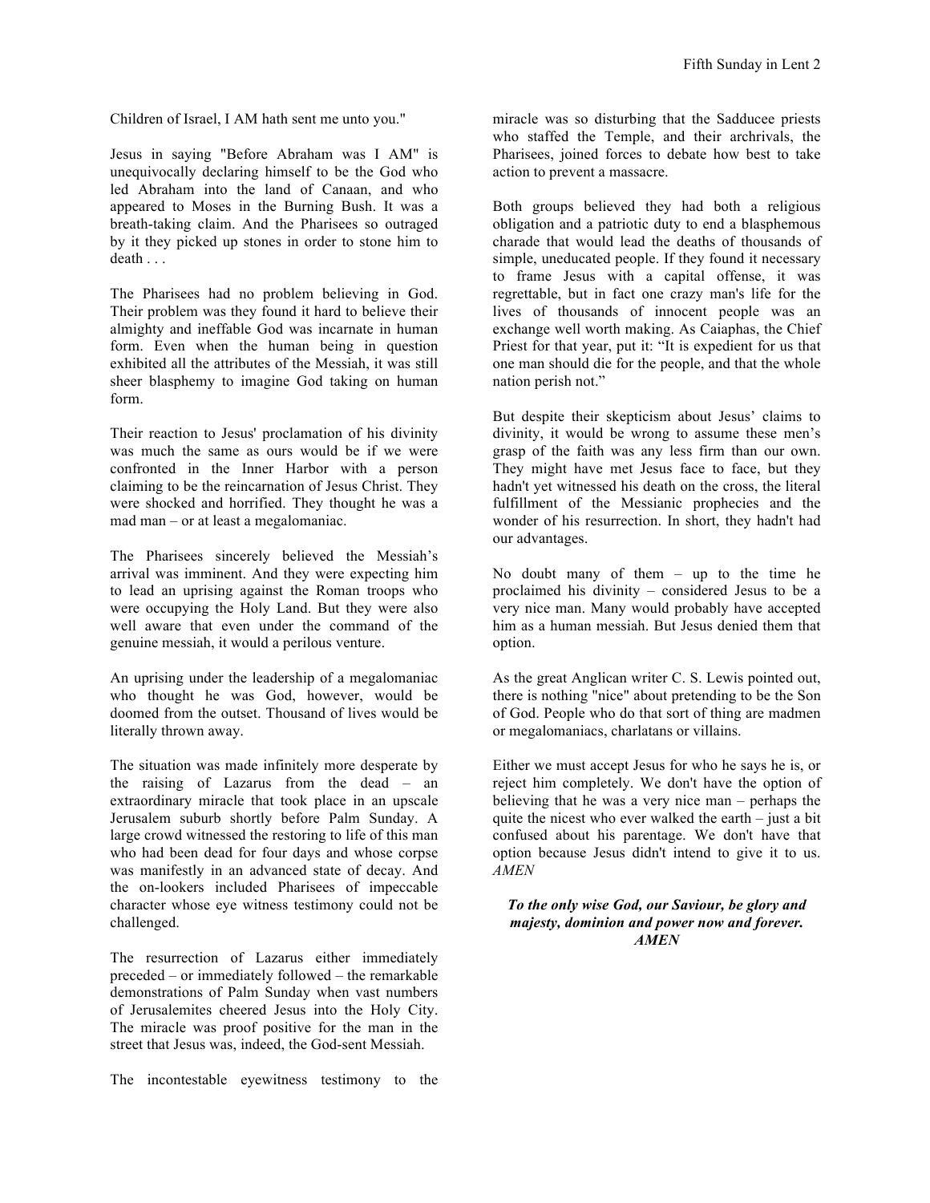Children of Israel, I AM hath sent me unto you."

Jesus in saying "Before Abraham was I AM" is unequivocally declaring himself to be the God who led Abraham into the land of Canaan, and who appeared to Moses in the Burning Bush. It was a breath-taking claim. And the Pharisees so outraged by it they picked up stones in order to stone him to death . . .

The Pharisees had no problem believing in God. Their problem was they found it hard to believe their almighty and ineffable God was incarnate in human form. Even when the human being in question exhibited all the attributes of the Messiah, it was still sheer blasphemy to imagine God taking on human form.

Their reaction to Jesus' proclamation of his divinity was much the same as ours would be if we were confronted in the Inner Harbor with a person claiming to be the reincarnation of Jesus Christ. They were shocked and horrified. They thought he was a mad man – or at least a megalomaniac.

The Pharisees sincerely believed the Messiah's arrival was imminent. And they were expecting him to lead an uprising against the Roman troops who were occupying the Holy Land. But they were also well aware that even under the command of the genuine messiah, it would a perilous venture.

An uprising under the leadership of a megalomaniac who thought he was God, however, would be doomed from the outset. Thousand of lives would be literally thrown away.

The situation was made infinitely more desperate by the raising of Lazarus from the dead – an extraordinary miracle that took place in an upscale Jerusalem suburb shortly before Palm Sunday. A large crowd witnessed the restoring to life of this man who had been dead for four days and whose corpse was manifestly in an advanced state of decay. And the on-lookers included Pharisees of impeccable character whose eye witness testimony could not be challenged.

The resurrection of Lazarus either immediately preceded – or immediately followed – the remarkable demonstrations of Palm Sunday when vast numbers of Jerusalemites cheered Jesus into the Holy City. The miracle was proof positive for the man in the street that Jesus was, indeed, the God-sent Messiah.

The incontestable eyewitness testimony to the miracle was so disturbing that the Sadducee priests who staffed the Temple, and their archrivals, the Pharisees, joined forces to debate how best to take action to prevent a massacre.

Both groups believed they had both a religious obligation and a patriotic duty to end a blasphemous charade that would lead the deaths of thousands of simple, uneducated people. If they found it necessary to frame Jesus with a capital offense, it was regrettable, but in fact one crazy man's life for the lives of thousands of innocent people was an exchange well worth making. As Caiaphas, the Chief Priest for that year, put it: "It is expedient for us that one man should die for the people, and that the whole nation perish not."

But despite their skepticism about Jesus' claims to divinity, it would be wrong to assume these men's grasp of the faith was any less firm than our own. They might have met Jesus face to face, but they hadn't yet witnessed his death on the cross, the literal fulfillment of the Messianic prophecies and the wonder of his resurrection. In short, they hadn't had our advantages.

No doubt many of them – up to the time he proclaimed his divinity – considered Jesus to be a very nice man. Many would probably have accepted him as a human messiah. But Jesus denied them that option.

As the great Anglican writer C. S. Lewis pointed out, there is nothing "nice" about pretending to be the Son of God. People who do that sort of thing are madmen or megalomaniacs, charlatans or villains.

Either we must accept Jesus for who he says he is, or reject him completely. We don't have the option of believing that he was a very nice man – perhaps the quite the nicest who ever walked the earth – just a bit confused about his parentage. We don't have that option because Jesus didn't intend to give it to us. *AMEN*

***To the only wise God, our Saviour, be glory and majesty, dominion and power now and forever. AMEN***